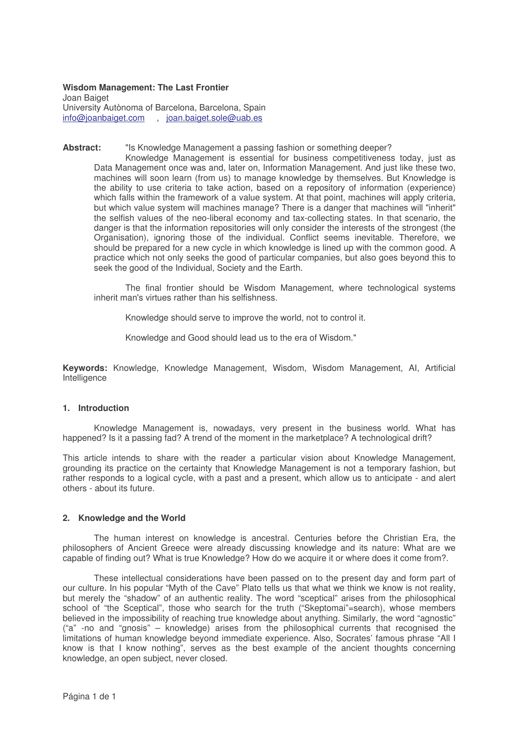**Wisdom Management: The Last Frontier**

Joan Baiget

University Autònoma of Barcelona, Barcelona, Spain

info@joanbaiget.com , joan.baiget.sole@uab.es

**Abstract:** "Is Knowledge Management a passing fashion or something deeper?

Knowledge Management is essential for business competitiveness today, just as Data Management once was and, later on, Information Management. And just like these two, machines will soon learn (from us) to manage knowledge by themselves. But Knowledge is the ability to use criteria to take action, based on a repository of information (experience) which falls within the framework of a value system. At that point, machines will apply criteria, but which value system will machines manage? There is a danger that machines will "inherit" the selfish values of the neo-liberal economy and tax-collecting states. In that scenario, the danger is that the information repositories will only consider the interests of the strongest (the Organisation), ignoring those of the individual. Conflict seems inevitable. Therefore, we should be prepared for a new cycle in which knowledge is lined up with the common good. A practice which not only seeks the good of particular companies, but also goes beyond this to seek the good of the Individual, Society and the Earth.

The final frontier should be Wisdom Management, where technological systems inherit man's virtues rather than his selfishness.

Knowledge should serve to improve the world, not to control it.

Knowledge and Good should lead us to the era of Wisdom."

**Keywords:** Knowledge, Knowledge Management, Wisdom, Wisdom Management, AI, Artificial Intelligence

## 1. Introduction

Knowledge Management is, nowadays, very present in the business world. What has happened? Is it a passing fad? A trend of the moment in the marketplace? A technological drift?

This article intends to share with the reader a particular vision about Knowledge Management, grounding its practice on the certainty that Knowledge Management is not a temporary fashion, but rather responds to a logical cycle, with a past and a present, which allow us to anticipate - and alert others - about its future.

## 2. Knowledge and the World

The human interest on knowledge is ancestral. Centuries before the Christian Era, the philosophers of Ancient Greece were already discussing knowledge and its nature: What are we capable of finding out? What is true Knowledge? How do we acquire it or where does it come from?.

These intellectual considerations have been passed on to the present day and form part of our culture. In his popular "Myth of the Cave" Plato tells us that what we think we know is not reality, but merely the "shadow" of an authentic reality. The word "sceptical" arises from the philosophical school of "the Sceptical", those who search for the truth ("Skeptomai"=search), whose members believed in the impossibility of reaching true knowledge about anything. Similarly, the word "agnostic" ("a" -no and "gnosis" – knowledge) arises from the philosophical currents that recognised the limitations of human knowledge beyond immediate experience. Also, Socrates' famous phrase "All I know is that I know nothing", serves as the best example of the ancient thoughts concerning knowledge, an open subject, never closed.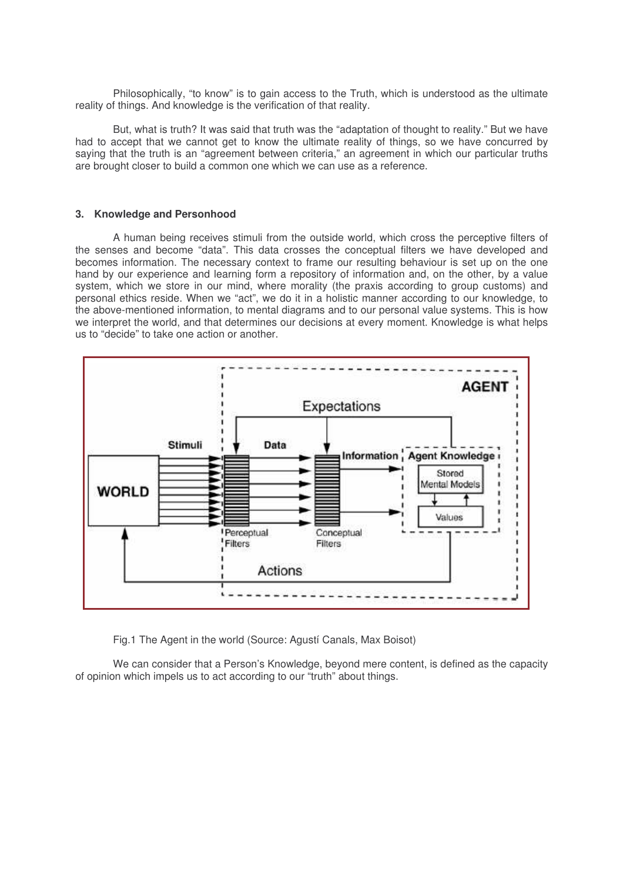Philosophically, "to know" is to gain access to the Truth, which is understood as the ultimate reality of things. And knowledge is the verification of that reality.

But, what is truth? It was said that truth was the "adaptation of thought to reality." But we have had to accept that we cannot get to know the ultimate reality of things, so we have concurred by saying that the truth is an "agreement between criteria," an agreement in which our particular truths are brought closer to build a common one which we can use as a reference.

### 3. Knowledge and Personhood

A human being receives stimuli from the outside world, which cross the perceptive filters of the senses and become "data". This data crosses the conceptual filters we have developed and becomes information. The necessary context to frame our resulting behaviour is set up on the one hand by our experience and learning form a repository of information and, on the other, by a value system, which we store in our mind, where morality (the praxis according to group customs) and personal ethics reside. When we "act", we do it in a holistic manner according to our knowledge, to the above-mentioned information, to mental diagrams and to our personal value systems. This is how we interpret the world, and that determines our decisions at every moment. Knowledge is what helps us to "decide" to take one action or another.

Fig.1 The Agent in the world (Source: Agustí Canals, Max Boisot)

We can consider that a Person's Knowledge, beyond mere content, is defined as the capacity of opinion which impels us to act according to our "truth" about things.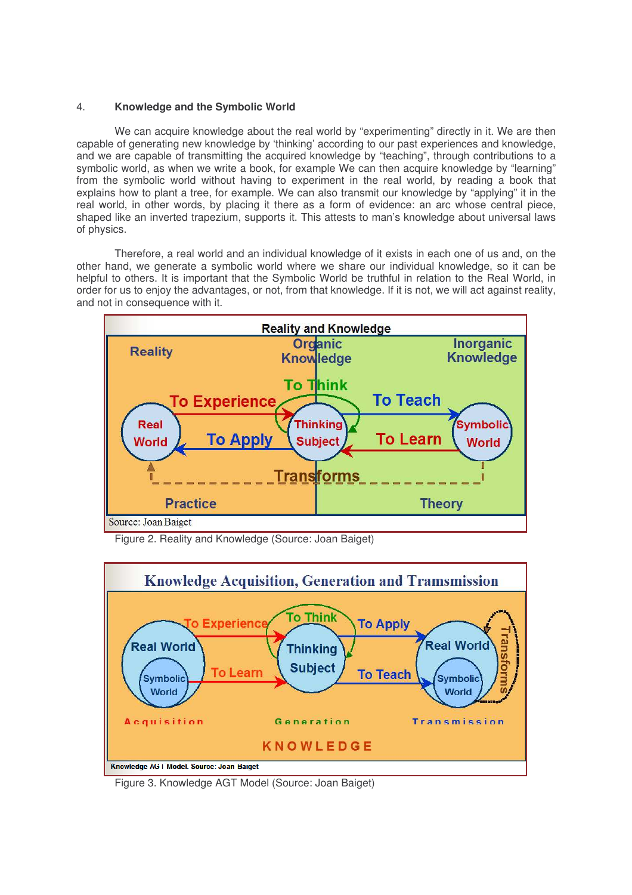## 4. Knowledge and the Symbolic World

We can acquire knowledge about the real world by “experimenting” directly in it. We are then capable of generating new knowledge by ‘thinking’ according to our past experiences and knowledge, and we are capable of transmitting the acquired knowledge by “teaching”, through contributions to a symbolic world, as when we write a book, for example We can then acquire knowledge by “learning” from the symbolic world without having to experiment in the real world, by reading a book that explains how to plant a tree, for example. We can also transmit our knowledge by “applying” it in the real world, in other words, by placing it there as a form of evidence: an arc whose central piece, shaped like an inverted trapezium, supports it. This attests to man’s knowledge about universal laws of physics.

Therefore, a real world and an individual knowledge of it exists in each one of us and, on the other hand, we generate a symbolic world where we share our individual knowledge, so it can be helpful to others. It is important that the Symbolic World be truthful in relation to the Real World, in order for us to enjoy the advantages, or not, from that knowledge. If it is not, we will act against reality, and not in consequence with it.

Figure 2. Reality and Knowledge (Source: Joan Baiget)

Figure 3. Knowledge AGT Model (Source: Joan Baiget)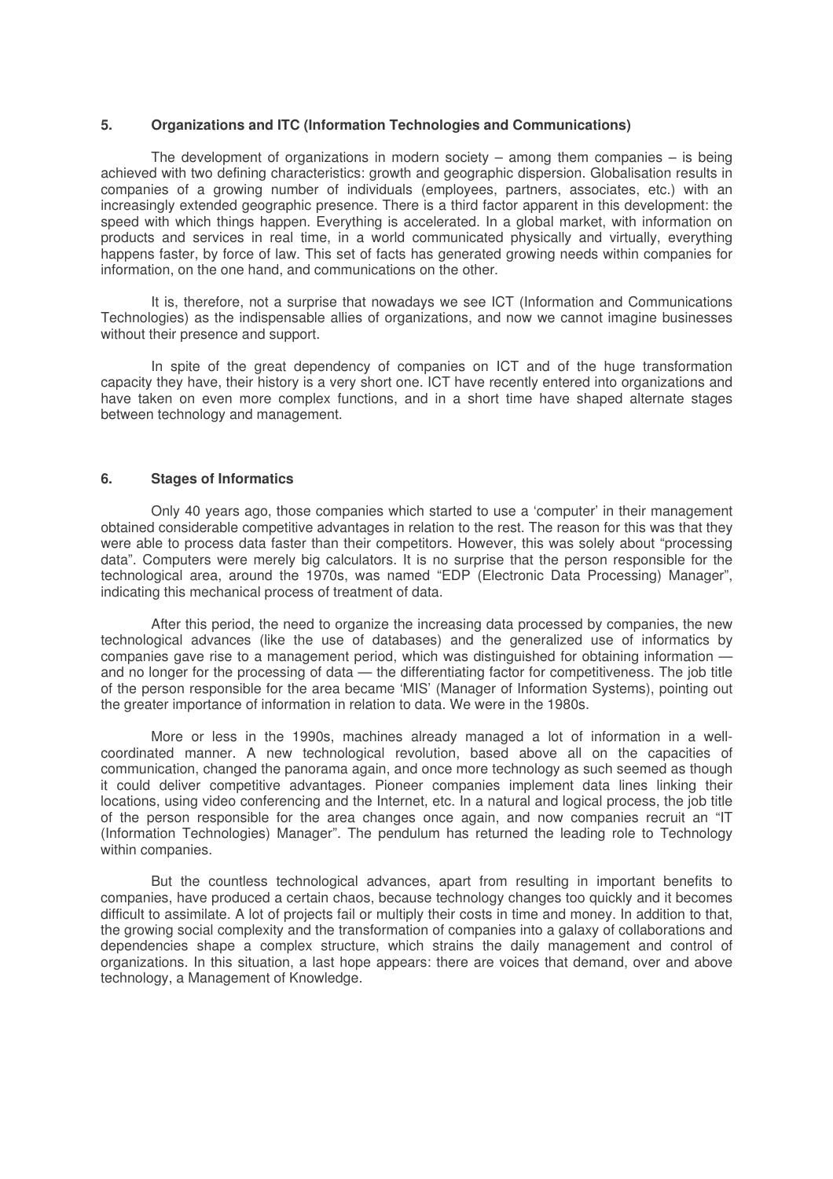## 5. Organizations and ITC (Information Technologies and Communications)

The development of organizations in modern society – among them companies – is being achieved with two defining characteristics: growth and geographic dispersion. Globalisation results in companies of a growing number of individuals (employees, partners, associates, etc.) with an increasingly extended geographic presence. There is a third factor apparent in this development: the speed with which things happen. Everything is accelerated. In a global market, with information on products and services in real time, in a world communicated physically and virtually, everything happens faster, by force of law. This set of facts has generated growing needs within companies for information, on the one hand, and communications on the other.

It is, therefore, not a surprise that nowadays we see ICT (Information and Communications Technologies) as the indispensable allies of organizations, and now we cannot imagine businesses without their presence and support.

In spite of the great dependency of companies on ICT and of the huge transformation capacity they have, their history is a very short one. ICT have recently entered into organizations and have taken on even more complex functions, and in a short time have shaped alternate stages between technology and management.

## 6. Stages of Informatics

Only 40 years ago, those companies which started to use a 'computer' in their management obtained considerable competitive advantages in relation to the rest. The reason for this was that they were able to process data faster than their competitors. However, this was solely about "processing data". Computers were merely big calculators. It is no surprise that the person responsible for the technological area, around the 1970s, was named "EDP (Electronic Data Processing) Manager", indicating this mechanical process of treatment of data.

After this period, the need to organize the increasing data processed by companies, the new technological advances (like the use of databases) and the generalized use of informatics by companies gave rise to a management period, which was distinguished for obtaining information — and no longer for the processing of data — the differentiating factor for competitiveness. The job title of the person responsible for the area became 'MIS' (Manager of Information Systems), pointing out the greater importance of information in relation to data. We were in the 1980s.

More or less in the 1990s, machines already managed a lot of information in a well-coordinated manner. A new technological revolution, based above all on the capacities of communication, changed the panorama again, and once more technology as such seemed as though it could deliver competitive advantages. Pioneer companies implement data lines linking their locations, using video conferencing and the Internet, etc. In a natural and logical process, the job title of the person responsible for the area changes once again, and now companies recruit an "IT (Information Technologies) Manager". The pendulum has returned the leading role to Technology within companies.

But the countless technological advances, apart from resulting in important benefits to companies, have produced a certain chaos, because technology changes too quickly and it becomes difficult to assimilate. A lot of projects fail or multiply their costs in time and money. In addition to that, the growing social complexity and the transformation of companies into a galaxy of collaborations and dependencies shape a complex structure, which strains the daily management and control of organizations. In this situation, a last hope appears: there are voices that demand, over and above technology, a Management of Knowledge.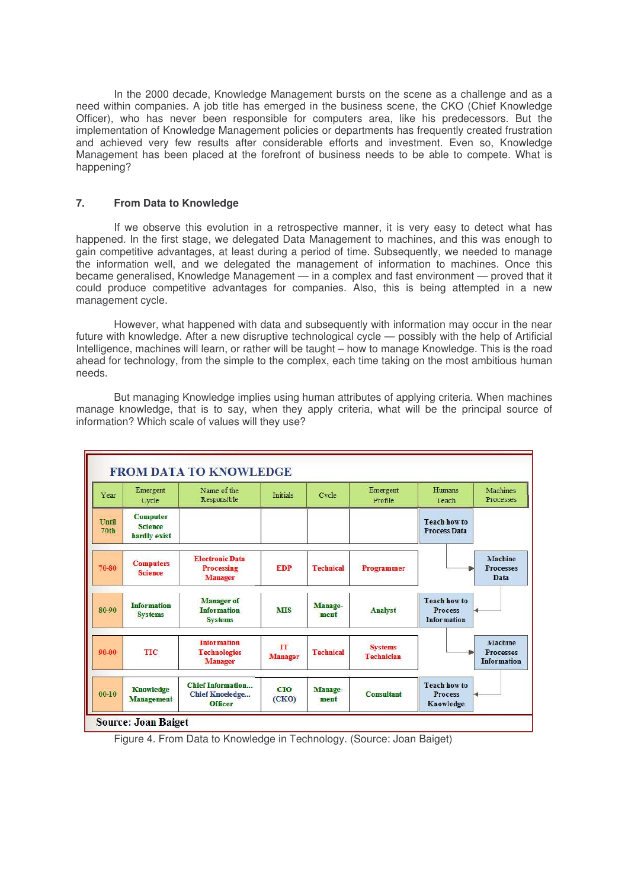In the 2000 decade, Knowledge Management bursts on the scene as a challenge and as a need within companies. A job title has emerged in the business scene, the CKO (Chief Knowledge Officer), who has never been responsible for computers area, like his predecessors. But the implementation of Knowledge Management policies or departments has frequently created frustration and achieved very few results after considerable efforts and investment. Even so, Knowledge Management has been placed at the forefront of business needs to be able to compete. What is happening?

## 7. From Data to Knowledge

If we observe this evolution in a retrospective manner, it is very easy to detect what has happened. In the first stage, we delegated Data Management to machines, and this was enough to gain competitive advantages, at least during a period of time. Subsequently, we needed to manage the information well, and we delegated the management of information to machines. Once this became generalised, Knowledge Management — in a complex and fast environment — proved that it could produce competitive advantages for companies. Also, this is being attempted in a new management cycle.

However, what happened with data and subsequently with information may occur in the near future with knowledge. After a new disruptive technological cycle — possibly with the help of Artificial Intelligence, machines will learn, or rather will be taught – how to manage Knowledge. This is the road ahead for technology, from the simple to the complex, each time taking on the most ambitious human needs.

But managing Knowledge implies using human attributes of applying criteria. When machines manage knowledge, that is to say, when they apply criteria, what will be the principal source of information? Which scale of values will they use?

**FROM DATA TO KNOWLEDGE**

| Year | Emergent Cycle | Name of the Responsible | Initials | Cycle | Emergent Profile | Humans Teach | Machines Processes |
|---|---|---|---|---|---|---|---|
| Until 70th | Computer Science hardly exist | | | | | Teach how to Process Data | |
| 70-80 | Computers Science | Electronic Data Processing Manager | EDP | Technical | Programmer | | Machine Processes Data |
| 80-90 | Information Systems | Manager of Information Systems | MIS | Manage-ment | Analyst | Teach how to Process Information | |
| 90-00 | TIC | Information Technologies Manager | IT Manager | Technical | Systems Technician | | Machine Processes Information |
| 00-10 | Knowledge Management | Chief Information... Chief Knoeledge... Officer | CIO (CKO) | Manage-ment | Consultant | Teach how to Process Knowledge | |

Source: Joan Baiget

Figure 4. From Data to Knowledge in Technology. (Source: Joan Baiget)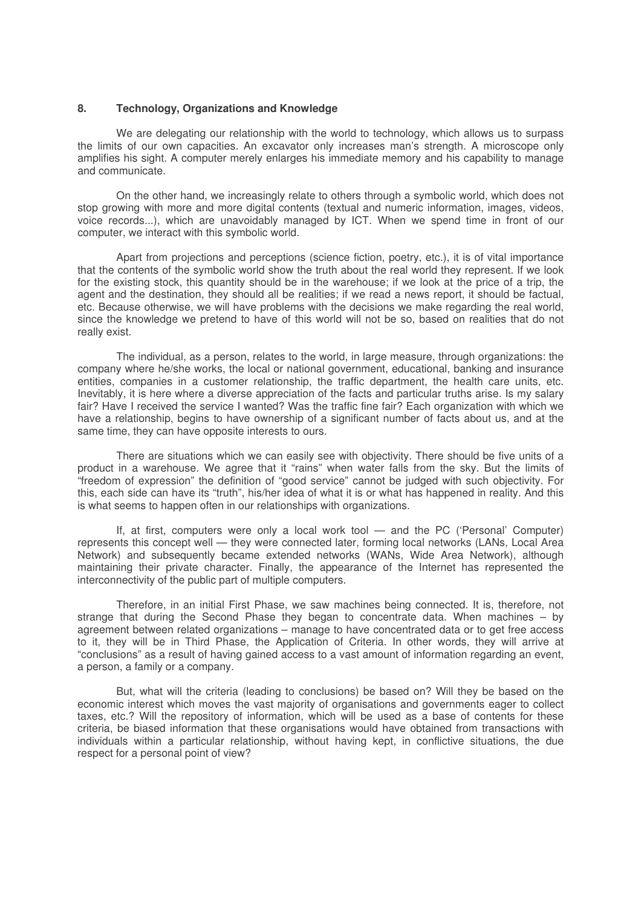## 8. Technology, Organizations and Knowledge

We are delegating our relationship with the world to technology, which allows us to surpass the limits of our own capacities. An excavator only increases man's strength. A microscope only amplifies his sight. A computer merely enlarges his immediate memory and his capability to manage and communicate.

On the other hand, we increasingly relate to others through a symbolic world, which does not stop growing with more and more digital contents (textual and numeric information, images, videos, voice records...), which are unavoidably managed by ICT. When we spend time in front of our computer, we interact with this symbolic world.

Apart from projections and perceptions (science fiction, poetry, etc.), it is of vital importance that the contents of the symbolic world show the truth about the real world they represent. If we look for the existing stock, this quantity should be in the warehouse; if we look at the price of a trip, the agent and the destination, they should all be realities; if we read a news report, it should be factual, etc. Because otherwise, we will have problems with the decisions we make regarding the real world, since the knowledge we pretend to have of this world will not be so, based on realities that do not really exist.

The individual, as a person, relates to the world, in large measure, through organizations: the company where he/she works, the local or national government, educational, banking and insurance entities, companies in a customer relationship, the traffic department, the health care units, etc. Inevitably, it is here where a diverse appreciation of the facts and particular truths arise. Is my salary fair? Have I received the service I wanted? Was the traffic fine fair? Each organization with which we have a relationship, begins to have ownership of a significant number of facts about us, and at the same time, they can have opposite interests to ours.

There are situations which we can easily see with objectivity. There should be five units of a product in a warehouse. We agree that it "rains" when water falls from the sky. But the limits of "freedom of expression" the definition of "good service" cannot be judged with such objectivity. For this, each side can have its "truth", his/her idea of what it is or what has happened in reality. And this is what seems to happen often in our relationships with organizations.

If, at first, computers were only a local work tool — and the PC ('Personal' Computer) represents this concept well — they were connected later, forming local networks (LANs, Local Area Network) and subsequently became extended networks (WANs, Wide Area Network), although maintaining their private character. Finally, the appearance of the Internet has represented the interconnectivity of the public part of multiple computers.

Therefore, in an initial First Phase, we saw machines being connected. It is, therefore, not strange that during the Second Phase they began to concentrate data. When machines – by agreement between related organizations – manage to have concentrated data or to get free access to it, they will be in Third Phase, the Application of Criteria. In other words, they will arrive at "conclusions" as a result of having gained access to a vast amount of information regarding an event, a person, a family or a company.

But, what will the criteria (leading to conclusions) be based on? Will they be based on the economic interest which moves the vast majority of organisations and governments eager to collect taxes, etc.? Will the repository of information, which will be used as a base of contents for these criteria, be biased information that these organisations would have obtained from transactions with individuals within a particular relationship, without having kept, in conflictive situations, the due respect for a personal point of view?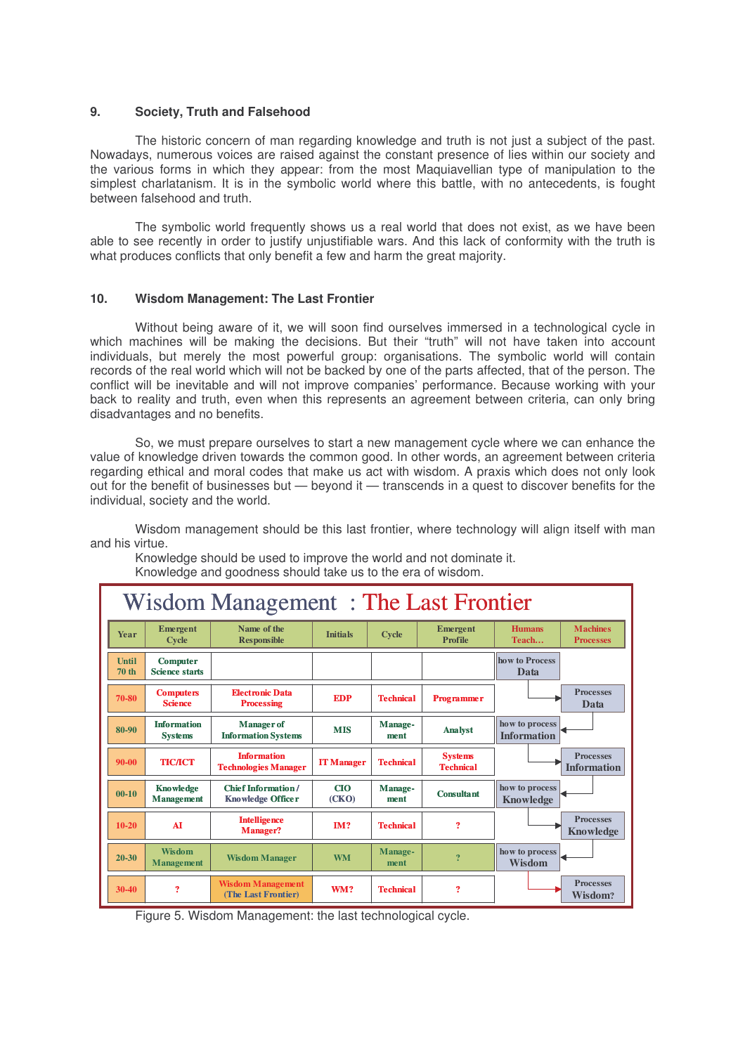## 9. Society, Truth and Falsehood

The historic concern of man regarding knowledge and truth is not just a subject of the past. Nowadays, numerous voices are raised against the constant presence of lies within our society and the various forms in which they appear: from the most Maquiavellian type of manipulation to the simplest charlatanism. It is in the symbolic world where this battle, with no antecedents, is fought between falsehood and truth.

The symbolic world frequently shows us a real world that does not exist, as we have been able to see recently in order to justify unjustifiable wars. And this lack of conformity with the truth is what produces conflicts that only benefit a few and harm the great majority.

## 10. Wisdom Management: The Last Frontier

Without being aware of it, we will soon find ourselves immersed in a technological cycle in which machines will be making the decisions. But their "truth" will not have taken into account individuals, but merely the most powerful group: organisations. The symbolic world will contain records of the real world which will not be backed by one of the parts affected, that of the person. The conflict will be inevitable and will not improve companies' performance. Because working with your back to reality and truth, even when this represents an agreement between criteria, can only bring disadvantages and no benefits.

So, we must prepare ourselves to start a new management cycle where we can enhance the value of knowledge driven towards the common good. In other words, an agreement between criteria regarding ethical and moral codes that make us act with wisdom. A praxis which does not only look out for the benefit of businesses but — beyond it — transcends in a quest to discover benefits for the individual, society and the world.

Wisdom management should be this last frontier, where technology will align itself with man and his virtue.

Knowledge should be used to improve the world and not dominate it.

Knowledge and goodness should take us to the era of wisdom.

**Wisdom Management : The Last Frontier**

| Year | Emergent Cycle | Name of the Responsible | Initials | Cycle | Emergent Profile | Humans Teach… | Machines Processes |
|---|---|---|---|---|---|---|---|
| Until 70 th | Computer Science starts | | | | | how to Process Data | |
| 70-80 | Computers Science | Electronic Data Processing | EDP | Technical | Programmer | | Processes Data |
| 80-90 | Information Systems | Manager of Information Systems | MIS | Manage-ment | Analyst | how to process Information | |
| 90-00 | TIC/ICT | Information Technologies Manager | IT Manager | Technical | Systems Technical | | Processes Information |
| 00-10 | Knowledge Management | Chief Information / Knowledge Officer | CIO (CKO) | Manage-ment | Consultant | how to process Knowledge | |
| 10-20 | AI | Intelligence Manager? | IM? | Technical | ? | | Processes Knowledge |
| 20-30 | Wisdom Management | Wisdom Manager | WM | Manage-ment | ? | how to process Wisdom | |
| 30-40 | ? | Wisdom Management (The Last Frontier) | WM? | Technical | ? | | Processes Wisdom? |

Figure 5. Wisdom Management: the last technological cycle.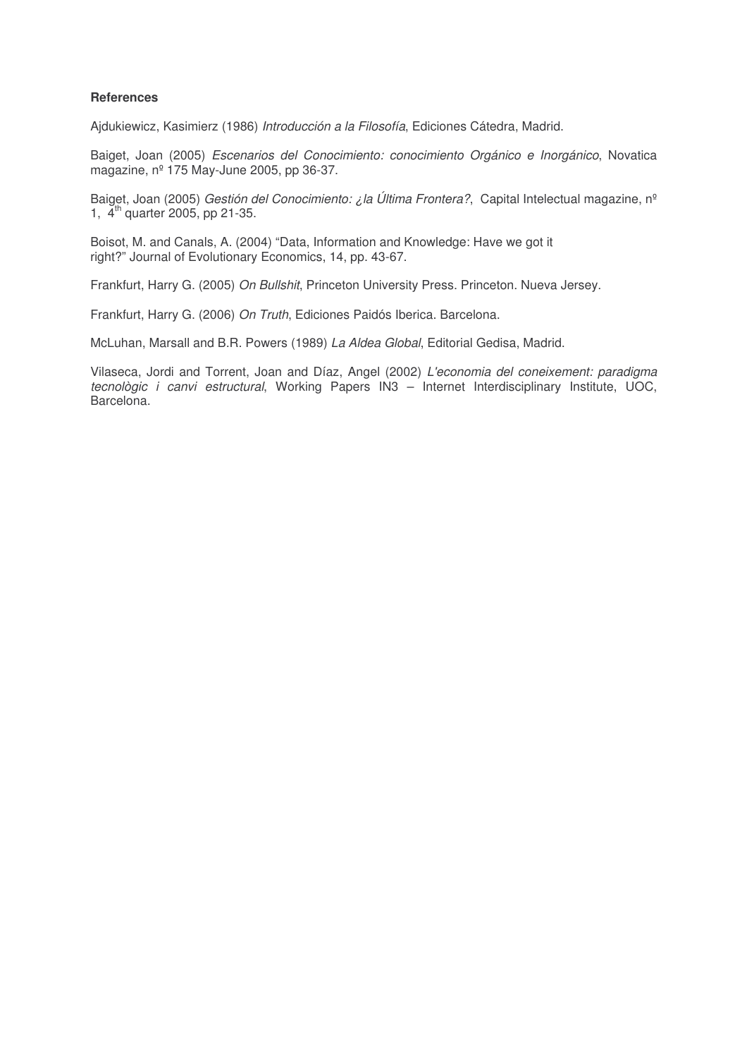**References**

Ajdukiewicz, Kasimierz (1986) *Introducción a la Filosofía*, Ediciones Cátedra, Madrid.

Baiget, Joan (2005) *Escenarios del Conocimiento: conocimiento Orgánico e Inorgánico*, Novatica magazine, nº 175 May-June 2005, pp 36-37.

Baiget, Joan (2005) *Gestión del Conocimiento: ¿la Última Frontera?*, Capital Intelectual magazine, nº 1, 4th quarter 2005, pp 21-35.

Boisot, M. and Canals, A. (2004) "Data, Information and Knowledge: Have we got it right?" Journal of Evolutionary Economics, 14, pp. 43-67.

Frankfurt, Harry G. (2005) *On Bullshit*, Princeton University Press. Princeton. Nueva Jersey.

Frankfurt, Harry G. (2006) *On Truth*, Ediciones Paidós Iberica. Barcelona.

McLuhan, Marsall and B.R. Powers (1989) *La Aldea Global*, Editorial Gedisa, Madrid.

Vilaseca, Jordi and Torrent, Joan and Díaz, Angel (2002) *L'economia del coneixement: paradigma tecnològic i canvi estructural*, Working Papers IN3 – Internet Interdisciplinary Institute, UOC, Barcelona.